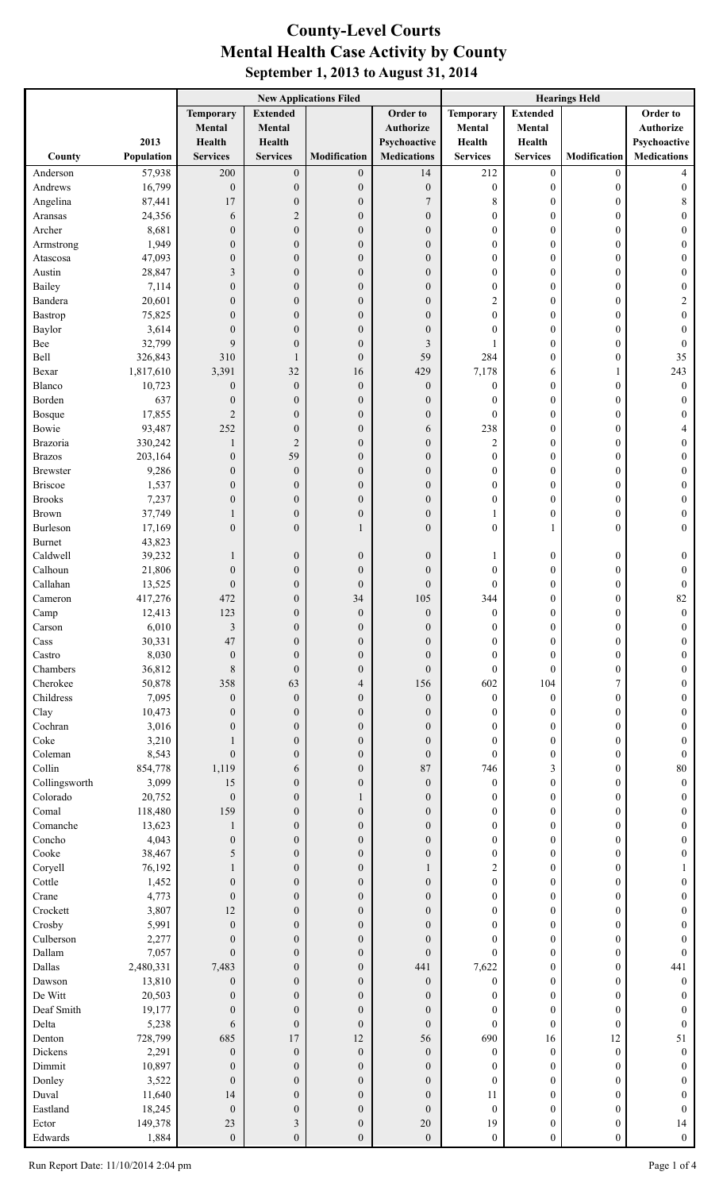# County-Level Courts
# Mental Health Case Activity by County
### September 1, 2013 to August 31, 2014

| County | 2013 Population | New Applications Filed | | | | Hearings Held | | | |
|---|---|---|---|---|---|---|---|---|---|
| | | Temporary Mental Health Services | Extended Mental Health Services | Modification | Order to Authorize Psychoactive Medications | Temporary Mental Health Services | Extended Mental Health Services | Modification | Order to Authorize Psychoactive Medications |
| Anderson | 57,938 | 200 | 0 | 0 | 14 | 212 | 0 | 0 | 4 |
| Andrews | 16,799 | 0 | 0 | 0 | 0 | 0 | 0 | 0 | 0 |
| Angelina | 87,441 | 17 | 0 | 0 | 7 | 8 | 0 | 0 | 8 |
| Aransas | 24,356 | 6 | 2 | 0 | 0 | 0 | 0 | 0 | 0 |
| Archer | 8,681 | 0 | 0 | 0 | 0 | 0 | 0 | 0 | 0 |
| Armstrong | 1,949 | 0 | 0 | 0 | 0 | 0 | 0 | 0 | 0 |
| Atascosa | 47,093 | 0 | 0 | 0 | 0 | 0 | 0 | 0 | 0 |
| Austin | 28,847 | 3 | 0 | 0 | 0 | 0 | 0 | 0 | 0 |
| Bailey | 7,114 | 0 | 0 | 0 | 0 | 0 | 0 | 0 | 0 |
| Bandera | 20,601 | 0 | 0 | 0 | 0 | 2 | 0 | 0 | 2 |
| Bastrop | 75,825 | 0 | 0 | 0 | 0 | 0 | 0 | 0 | 0 |
| Baylor | 3,614 | 0 | 0 | 0 | 0 | 0 | 0 | 0 | 0 |
| Bee | 32,799 | 9 | 0 | 0 | 3 | 1 | 0 | 0 | 0 |
| Bell | 326,843 | 310 | 1 | 0 | 59 | 284 | 0 | 0 | 35 |
| Bexar | 1,817,610 | 3,391 | 32 | 16 | 429 | 7,178 | 6 | 1 | 243 |
| Blanco | 10,723 | 0 | 0 | 0 | 0 | 0 | 0 | 0 | 0 |
| Borden | 637 | 0 | 0 | 0 | 0 | 0 | 0 | 0 | 0 |
| Bosque | 17,855 | 2 | 0 | 0 | 0 | 0 | 0 | 0 | 0 |
| Bowie | 93,487 | 252 | 0 | 0 | 6 | 238 | 0 | 0 | 4 |
| Brazoria | 330,242 | 1 | 2 | 0 | 0 | 2 | 0 | 0 | 0 |
| Brazos | 203,164 | 0 | 59 | 0 | 0 | 0 | 0 | 0 | 0 |
| Brewster | 9,286 | 0 | 0 | 0 | 0 | 0 | 0 | 0 | 0 |
| Briscoe | 1,537 | 0 | 0 | 0 | 0 | 0 | 0 | 0 | 0 |
| Brooks | 7,237 | 0 | 0 | 0 | 0 | 0 | 0 | 0 | 0 |
| Brown | 37,749 | 1 | 0 | 0 | 0 | 1 | 0 | 0 | 0 |
| Burleson | 17,169 | 0 | 0 | 1 | 0 | 0 | 1 | 0 | 0 |
| Burnet | 43,823 | | | | | | | | |
| Caldwell | 39,232 | 1 | 0 | 0 | 0 | 1 | 0 | 0 | 0 |
| Calhoun | 21,806 | 0 | 0 | 0 | 0 | 0 | 0 | 0 | 0 |
| Callahan | 13,525 | 0 | 0 | 0 | 0 | 0 | 0 | 0 | 0 |
| Cameron | 417,276 | 472 | 0 | 34 | 105 | 344 | 0 | 0 | 82 |
| Camp | 12,413 | 123 | 0 | 0 | 0 | 0 | 0 | 0 | 0 |
| Carson | 6,010 | 3 | 0 | 0 | 0 | 0 | 0 | 0 | 0 |
| Cass | 30,331 | 47 | 0 | 0 | 0 | 0 | 0 | 0 | 0 |
| Castro | 8,030 | 0 | 0 | 0 | 0 | 0 | 0 | 0 | 0 |
| Chambers | 36,812 | 8 | 0 | 0 | 0 | 0 | 0 | 0 | 0 |
| Cherokee | 50,878 | 358 | 63 | 4 | 156 | 602 | 104 | 7 | 0 |
| Childress | 7,095 | 0 | 0 | 0 | 0 | 0 | 0 | 0 | 0 |
| Clay | 10,473 | 0 | 0 | 0 | 0 | 0 | 0 | 0 | 0 |
| Cochran | 3,016 | 0 | 0 | 0 | 0 | 0 | 0 | 0 | 0 |
| Coke | 3,210 | 1 | 0 | 0 | 0 | 0 | 0 | 0 | 0 |
| Coleman | 8,543 | 0 | 0 | 0 | 0 | 0 | 0 | 0 | 0 |
| Collin | 854,778 | 1,119 | 6 | 0 | 87 | 746 | 3 | 0 | 80 |
| Collingsworth | 3,099 | 15 | 0 | 0 | 0 | 0 | 0 | 0 | 0 |
| Colorado | 20,752 | 0 | 0 | 1 | 0 | 0 | 0 | 0 | 0 |
| Comal | 118,480 | 159 | 0 | 0 | 0 | 0 | 0 | 0 | 0 |
| Comanche | 13,623 | 1 | 0 | 0 | 0 | 0 | 0 | 0 | 0 |
| Concho | 4,043 | 0 | 0 | 0 | 0 | 0 | 0 | 0 | 0 |
| Cooke | 38,467 | 5 | 0 | 0 | 0 | 0 | 0 | 0 | 0 |
| Coryell | 76,192 | 1 | 0 | 0 | 1 | 2 | 0 | 0 | 1 |
| Cottle | 1,452 | 0 | 0 | 0 | 0 | 0 | 0 | 0 | 0 |
| Crane | 4,773 | 0 | 0 | 0 | 0 | 0 | 0 | 0 | 0 |
| Crockett | 3,807 | 12 | 0 | 0 | 0 | 0 | 0 | 0 | 0 |
| Crosby | 5,991 | 0 | 0 | 0 | 0 | 0 | 0 | 0 | 0 |
| Culberson | 2,277 | 0 | 0 | 0 | 0 | 0 | 0 | 0 | 0 |
| Dallam | 7,057 | 0 | 0 | 0 | 0 | 0 | 0 | 0 | 0 |
| Dallas | 2,480,331 | 7,483 | 0 | 0 | 441 | 7,622 | 0 | 0 | 441 |
| Dawson | 13,810 | 0 | 0 | 0 | 0 | 0 | 0 | 0 | 0 |
| De Witt | 20,503 | 0 | 0 | 0 | 0 | 0 | 0 | 0 | 0 |
| Deaf Smith | 19,177 | 0 | 0 | 0 | 0 | 0 | 0 | 0 | 0 |
| Delta | 5,238 | 6 | 0 | 0 | 0 | 0 | 0 | 0 | 0 |
| Denton | 728,799 | 685 | 17 | 12 | 56 | 690 | 16 | 12 | 51 |
| Dickens | 2,291 | 0 | 0 | 0 | 0 | 0 | 0 | 0 | 0 |
| Dimmit | 10,897 | 0 | 0 | 0 | 0 | 0 | 0 | 0 | 0 |
| Donley | 3,522 | 0 | 0 | 0 | 0 | 0 | 0 | 0 | 0 |
| Duval | 11,640 | 14 | 0 | 0 | 0 | 11 | 0 | 0 | 0 |
| Eastland | 18,245 | 0 | 0 | 0 | 0 | 0 | 0 | 0 | 0 |
| Ector | 149,378 | 23 | 3 | 0 | 20 | 19 | 0 | 0 | 14 |
| Edwards | 1,884 | 0 | 0 | 0 | 0 | 0 | 0 | 0 | 0 |

Run Report Date: 11/10/2014 2:04 pm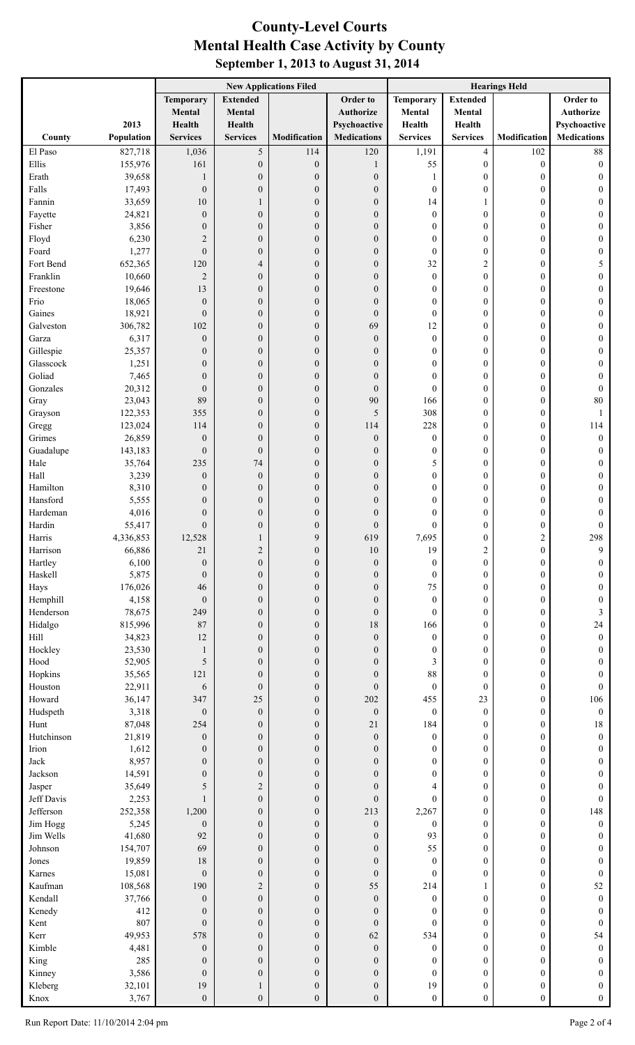# County-Level Courts
## Mental Health Case Activity by County
### September 1, 2013 to August 31, 2014

| | | New Applications Filed | | | | Hearings Held | | | |
|---|---|---|---|---|---|---|---|---|---|
| County | 2013 Population | Temporary Mental Health Services | Extended Mental Health Services | Modification | Order to Authorize Psychoactive Medications | Temporary Mental Health Services | Extended Mental Health Services | Modification | Order to Authorize Psychoactive Medications |
| El Paso | 827,718 | 1,036 | 5 | 114 | 120 | 1,191 | 4 | 102 | 88 |
| Ellis | 155,976 | 161 | 0 | 0 | 1 | 55 | 0 | 0 | 0 |
| Erath | 39,658 | 1 | 0 | 0 | 0 | 1 | 0 | 0 | 0 |
| Falls | 17,493 | 0 | 0 | 0 | 0 | 0 | 0 | 0 | 0 |
| Fannin | 33,659 | 10 | 1 | 0 | 0 | 14 | 1 | 0 | 0 |
| Fayette | 24,821 | 0 | 0 | 0 | 0 | 0 | 0 | 0 | 0 |
| Fisher | 3,856 | 0 | 0 | 0 | 0 | 0 | 0 | 0 | 0 |
| Floyd | 6,230 | 2 | 0 | 0 | 0 | 0 | 0 | 0 | 0 |
| Foard | 1,277 | 0 | 0 | 0 | 0 | 0 | 0 | 0 | 0 |
| Fort Bend | 652,365 | 120 | 4 | 0 | 0 | 32 | 2 | 0 | 5 |
| Franklin | 10,660 | 2 | 0 | 0 | 0 | 0 | 0 | 0 | 0 |
| Freestone | 19,646 | 13 | 0 | 0 | 0 | 0 | 0 | 0 | 0 |
| Frio | 18,065 | 0 | 0 | 0 | 0 | 0 | 0 | 0 | 0 |
| Gaines | 18,921 | 0 | 0 | 0 | 0 | 0 | 0 | 0 | 0 |
| Galveston | 306,782 | 102 | 0 | 0 | 69 | 12 | 0 | 0 | 0 |
| Garza | 6,317 | 0 | 0 | 0 | 0 | 0 | 0 | 0 | 0 |
| Gillespie | 25,357 | 0 | 0 | 0 | 0 | 0 | 0 | 0 | 0 |
| Glasscock | 1,251 | 0 | 0 | 0 | 0 | 0 | 0 | 0 | 0 |
| Goliad | 7,465 | 0 | 0 | 0 | 0 | 0 | 0 | 0 | 0 |
| Gonzales | 20,312 | 0 | 0 | 0 | 0 | 0 | 0 | 0 | 0 |
| Gray | 23,043 | 89 | 0 | 0 | 90 | 166 | 0 | 0 | 80 |
| Grayson | 122,353 | 355 | 0 | 0 | 5 | 308 | 0 | 0 | 1 |
| Gregg | 123,024 | 114 | 0 | 0 | 114 | 228 | 0 | 0 | 114 |
| Grimes | 26,859 | 0 | 0 | 0 | 0 | 0 | 0 | 0 | 0 |
| Guadalupe | 143,183 | 0 | 0 | 0 | 0 | 0 | 0 | 0 | 0 |
| Hale | 35,764 | 235 | 74 | 0 | 0 | 5 | 0 | 0 | 0 |
| Hall | 3,239 | 0 | 0 | 0 | 0 | 0 | 0 | 0 | 0 |
| Hamilton | 8,310 | 0 | 0 | 0 | 0 | 0 | 0 | 0 | 0 |
| Hansford | 5,555 | 0 | 0 | 0 | 0 | 0 | 0 | 0 | 0 |
| Hardeman | 4,016 | 0 | 0 | 0 | 0 | 0 | 0 | 0 | 0 |
| Hardin | 55,417 | 0 | 0 | 0 | 0 | 0 | 0 | 0 | 0 |
| Harris | 4,336,853 | 12,528 | 1 | 9 | 619 | 7,695 | 0 | 2 | 298 |
| Harrison | 66,886 | 21 | 2 | 0 | 10 | 19 | 2 | 0 | 9 |
| Hartley | 6,100 | 0 | 0 | 0 | 0 | 0 | 0 | 0 | 0 |
| Haskell | 5,875 | 0 | 0 | 0 | 0 | 0 | 0 | 0 | 0 |
| Hays | 176,026 | 46 | 0 | 0 | 0 | 75 | 0 | 0 | 0 |
| Hemphill | 4,158 | 0 | 0 | 0 | 0 | 0 | 0 | 0 | 0 |
| Henderson | 78,675 | 249 | 0 | 0 | 0 | 0 | 0 | 0 | 3 |
| Hidalgo | 815,996 | 87 | 0 | 0 | 18 | 166 | 0 | 0 | 24 |
| Hill | 34,823 | 12 | 0 | 0 | 0 | 0 | 0 | 0 | 0 |
| Hockley | 23,530 | 1 | 0 | 0 | 0 | 0 | 0 | 0 | 0 |
| Hood | 52,905 | 5 | 0 | 0 | 0 | 3 | 0 | 0 | 0 |
| Hopkins | 35,565 | 121 | 0 | 0 | 0 | 88 | 0 | 0 | 0 |
| Houston | 22,911 | 6 | 0 | 0 | 0 | 0 | 0 | 0 | 0 |
| Howard | 36,147 | 347 | 25 | 0 | 202 | 455 | 23 | 0 | 106 |
| Hudspeth | 3,318 | 0 | 0 | 0 | 0 | 0 | 0 | 0 | 0 |
| Hunt | 87,048 | 254 | 0 | 0 | 21 | 184 | 0 | 0 | 18 |
| Hutchinson | 21,819 | 0 | 0 | 0 | 0 | 0 | 0 | 0 | 0 |
| Irion | 1,612 | 0 | 0 | 0 | 0 | 0 | 0 | 0 | 0 |
| Jack | 8,957 | 0 | 0 | 0 | 0 | 0 | 0 | 0 | 0 |
| Jackson | 14,591 | 0 | 0 | 0 | 0 | 0 | 0 | 0 | 0 |
| Jasper | 35,649 | 5 | 2 | 0 | 0 | 4 | 0 | 0 | 0 |
| Jeff Davis | 2,253 | 1 | 0 | 0 | 0 | 0 | 0 | 0 | 0 |
| Jefferson | 252,358 | 1,200 | 0 | 0 | 213 | 2,267 | 0 | 0 | 148 |
| Jim Hogg | 5,245 | 0 | 0 | 0 | 0 | 0 | 0 | 0 | 0 |
| Jim Wells | 41,680 | 92 | 0 | 0 | 0 | 93 | 0 | 0 | 0 |
| Johnson | 154,707 | 69 | 0 | 0 | 0 | 55 | 0 | 0 | 0 |
| Jones | 19,859 | 18 | 0 | 0 | 0 | 0 | 0 | 0 | 0 |
| Karnes | 15,081 | 0 | 0 | 0 | 0 | 0 | 0 | 0 | 0 |
| Kaufman | 108,568 | 190 | 2 | 0 | 55 | 214 | 1 | 0 | 52 |
| Kendall | 37,766 | 0 | 0 | 0 | 0 | 0 | 0 | 0 | 0 |
| Kenedy | 412 | 0 | 0 | 0 | 0 | 0 | 0 | 0 | 0 |
| Kent | 807 | 0 | 0 | 0 | 0 | 0 | 0 | 0 | 0 |
| Kerr | 49,953 | 578 | 0 | 0 | 62 | 534 | 0 | 0 | 54 |
| Kimble | 4,481 | 0 | 0 | 0 | 0 | 0 | 0 | 0 | 0 |
| King | 285 | 0 | 0 | 0 | 0 | 0 | 0 | 0 | 0 |
| Kinney | 3,586 | 0 | 0 | 0 | 0 | 0 | 0 | 0 | 0 |
| Kleberg | 32,101 | 19 | 1 | 0 | 0 | 19 | 0 | 0 | 0 |
| Knox | 3,767 | 0 | 0 | 0 | 0 | 0 | 0 | 0 | 0 |

Run Report Date: 11/10/2014 2:04 pm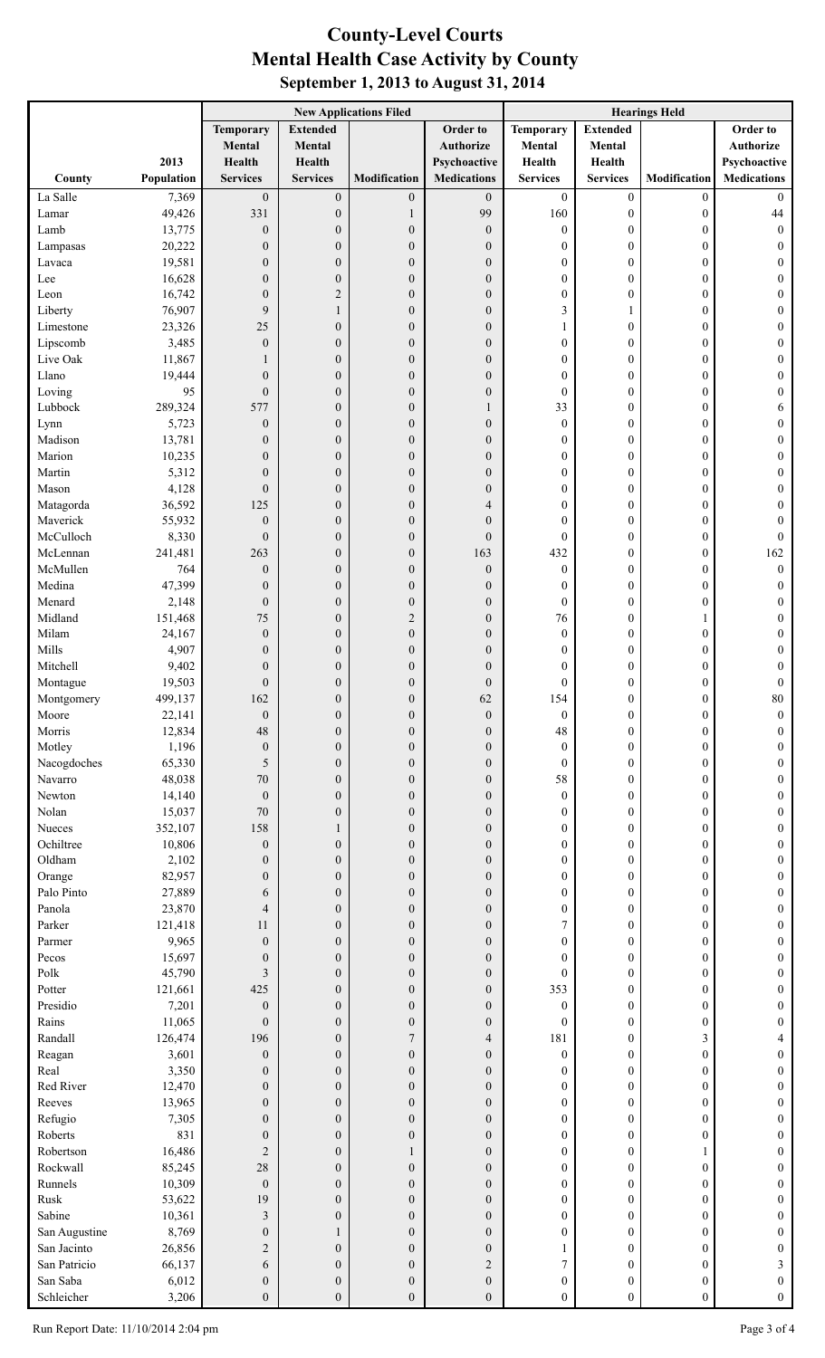# County-Level Courts
## Mental Health Case Activity by County
### September 1, 2013 to August 31, 2014

| | | New Applications Filed | | | | Hearings Held | | | |
|---|---|---|---|---|---|---|---|---|---|
| County | 2013 Population | Temporary Mental Health Services | Extended Mental Health Services | Modification | Order to Authorize Psychoactive Medications | Temporary Mental Health Services | Extended Mental Health Services | Modification | Order to Authorize Psychoactive Medications |
| La Salle | 7,369 | 0 | 0 | 0 | 0 | 0 | 0 | 0 | 0 |
| Lamar | 49,426 | 331 | 0 | 1 | 99 | 160 | 0 | 0 | 44 |
| Lamb | 13,775 | 0 | 0 | 0 | 0 | 0 | 0 | 0 | 0 |
| Lampasas | 20,222 | 0 | 0 | 0 | 0 | 0 | 0 | 0 | 0 |
| Lavaca | 19,581 | 0 | 0 | 0 | 0 | 0 | 0 | 0 | 0 |
| Lee | 16,628 | 0 | 0 | 0 | 0 | 0 | 0 | 0 | 0 |
| Leon | 16,742 | 0 | 2 | 0 | 0 | 0 | 0 | 0 | 0 |
| Liberty | 76,907 | 9 | 1 | 0 | 0 | 3 | 1 | 0 | 0 |
| Limestone | 23,326 | 25 | 0 | 0 | 0 | 1 | 0 | 0 | 0 |
| Lipscomb | 3,485 | 0 | 0 | 0 | 0 | 0 | 0 | 0 | 0 |
| Live Oak | 11,867 | 1 | 0 | 0 | 0 | 0 | 0 | 0 | 0 |
| Llano | 19,444 | 0 | 0 | 0 | 0 | 0 | 0 | 0 | 0 |
| Loving | 95 | 0 | 0 | 0 | 0 | 0 | 0 | 0 | 0 |
| Lubbock | 289,324 | 577 | 0 | 0 | 1 | 33 | 0 | 0 | 6 |
| Lynn | 5,723 | 0 | 0 | 0 | 0 | 0 | 0 | 0 | 0 |
| Madison | 13,781 | 0 | 0 | 0 | 0 | 0 | 0 | 0 | 0 |
| Marion | 10,235 | 0 | 0 | 0 | 0 | 0 | 0 | 0 | 0 |
| Martin | 5,312 | 0 | 0 | 0 | 0 | 0 | 0 | 0 | 0 |
| Mason | 4,128 | 0 | 0 | 0 | 0 | 0 | 0 | 0 | 0 |
| Matagorda | 36,592 | 125 | 0 | 0 | 4 | 0 | 0 | 0 | 0 |
| Maverick | 55,932 | 0 | 0 | 0 | 0 | 0 | 0 | 0 | 0 |
| McCulloch | 8,330 | 0 | 0 | 0 | 0 | 0 | 0 | 0 | 0 |
| McLennan | 241,481 | 263 | 0 | 0 | 163 | 432 | 0 | 0 | 162 |
| McMullen | 764 | 0 | 0 | 0 | 0 | 0 | 0 | 0 | 0 |
| Medina | 47,399 | 0 | 0 | 0 | 0 | 0 | 0 | 0 | 0 |
| Menard | 2,148 | 0 | 0 | 0 | 0 | 0 | 0 | 0 | 0 |
| Midland | 151,468 | 75 | 0 | 2 | 0 | 76 | 0 | 1 | 0 |
| Milam | 24,167 | 0 | 0 | 0 | 0 | 0 | 0 | 0 | 0 |
| Mills | 4,907 | 0 | 0 | 0 | 0 | 0 | 0 | 0 | 0 |
| Mitchell | 9,402 | 0 | 0 | 0 | 0 | 0 | 0 | 0 | 0 |
| Montague | 19,503 | 0 | 0 | 0 | 0 | 0 | 0 | 0 | 0 |
| Montgomery | 499,137 | 162 | 0 | 0 | 62 | 154 | 0 | 0 | 80 |
| Moore | 22,141 | 0 | 0 | 0 | 0 | 0 | 0 | 0 | 0 |
| Morris | 12,834 | 48 | 0 | 0 | 0 | 48 | 0 | 0 | 0 |
| Motley | 1,196 | 0 | 0 | 0 | 0 | 0 | 0 | 0 | 0 |
| Nacogdoches | 65,330 | 5 | 0 | 0 | 0 | 0 | 0 | 0 | 0 |
| Navarro | 48,038 | 70 | 0 | 0 | 0 | 58 | 0 | 0 | 0 |
| Newton | 14,140 | 0 | 0 | 0 | 0 | 0 | 0 | 0 | 0 |
| Nolan | 15,037 | 70 | 0 | 0 | 0 | 0 | 0 | 0 | 0 |
| Nueces | 352,107 | 158 | 1 | 0 | 0 | 0 | 0 | 0 | 0 |
| Ochiltree | 10,806 | 0 | 0 | 0 | 0 | 0 | 0 | 0 | 0 |
| Oldham | 2,102 | 0 | 0 | 0 | 0 | 0 | 0 | 0 | 0 |
| Orange | 82,957 | 0 | 0 | 0 | 0 | 0 | 0 | 0 | 0 |
| Palo Pinto | 27,889 | 6 | 0 | 0 | 0 | 0 | 0 | 0 | 0 |
| Panola | 23,870 | 4 | 0 | 0 | 0 | 0 | 0 | 0 | 0 |
| Parker | 121,418 | 11 | 0 | 0 | 0 | 7 | 0 | 0 | 0 |
| Parmer | 9,965 | 0 | 0 | 0 | 0 | 0 | 0 | 0 | 0 |
| Pecos | 15,697 | 0 | 0 | 0 | 0 | 0 | 0 | 0 | 0 |
| Polk | 45,790 | 3 | 0 | 0 | 0 | 0 | 0 | 0 | 0 |
| Potter | 121,661 | 425 | 0 | 0 | 0 | 353 | 0 | 0 | 0 |
| Presidio | 7,201 | 0 | 0 | 0 | 0 | 0 | 0 | 0 | 0 |
| Rains | 11,065 | 0 | 0 | 0 | 0 | 0 | 0 | 0 | 0 |
| Randall | 126,474 | 196 | 0 | 7 | 4 | 181 | 0 | 3 | 4 |
| Reagan | 3,601 | 0 | 0 | 0 | 0 | 0 | 0 | 0 | 0 |
| Real | 3,350 | 0 | 0 | 0 | 0 | 0 | 0 | 0 | 0 |
| Red River | 12,470 | 0 | 0 | 0 | 0 | 0 | 0 | 0 | 0 |
| Reeves | 13,965 | 0 | 0 | 0 | 0 | 0 | 0 | 0 | 0 |
| Refugio | 7,305 | 0 | 0 | 0 | 0 | 0 | 0 | 0 | 0 |
| Roberts | 831 | 0 | 0 | 0 | 0 | 0 | 0 | 0 | 0 |
| Robertson | 16,486 | 2 | 0 | 1 | 0 | 0 | 0 | 1 | 0 |
| Rockwall | 85,245 | 28 | 0 | 0 | 0 | 0 | 0 | 0 | 0 |
| Runnels | 10,309 | 0 | 0 | 0 | 0 | 0 | 0 | 0 | 0 |
| Rusk | 53,622 | 19 | 0 | 0 | 0 | 0 | 0 | 0 | 0 |
| Sabine | 10,361 | 3 | 0 | 0 | 0 | 0 | 0 | 0 | 0 |
| San Augustine | 8,769 | 0 | 1 | 0 | 0 | 0 | 0 | 0 | 0 |
| San Jacinto | 26,856 | 2 | 0 | 0 | 0 | 1 | 0 | 0 | 0 |
| San Patricio | 66,137 | 6 | 0 | 0 | 2 | 7 | 0 | 0 | 3 |
| San Saba | 6,012 | 0 | 0 | 0 | 0 | 0 | 0 | 0 | 0 |
| Schleicher | 3,206 | 0 | 0 | 0 | 0 | 0 | 0 | 0 | 0 |

Run Report Date: 11/10/2014 2:04 pm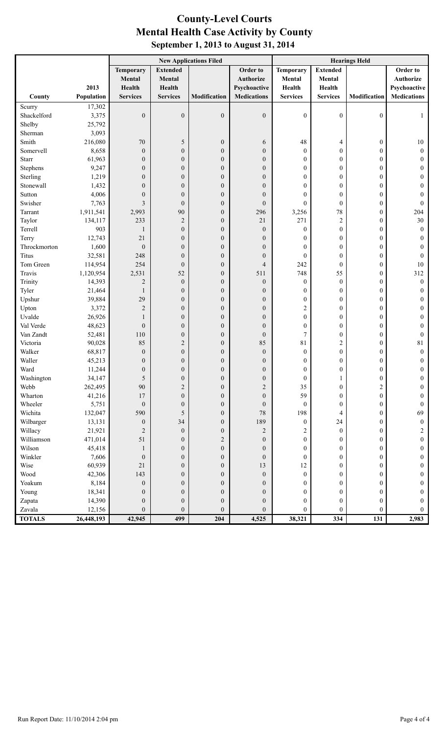# County-Level Courts
## Mental Health Case Activity by County
### September 1, 2013 to August 31, 2014

| | | New Applications Filed | | | | Hearings Held | | | |
|---|---|---|---|---|---|---|---|---|---|
| County | 2013 Population | Temporary Mental Health Services | Extended Mental Health Services | Modification | Order to Authorize Psychoactive Medications | Temporary Mental Health Services | Extended Mental Health Services | Modification | Order to Authorize Psychoactive Medications |
| Scurry | 17,302 | | | | | | | | |
| Shackelford | 3,375 | 0 | 0 | 0 | 0 | 0 | 0 | 0 | 1 |
| Shelby | 25,792 | | | | | | | | |
| Sherman | 3,093 | | | | | | | | |
| Smith | 216,080 | 70 | 5 | 0 | 6 | 48 | 4 | 0 | 10 |
| Somervell | 8,658 | 0 | 0 | 0 | 0 | 0 | 0 | 0 | 0 |
| Starr | 61,963 | 0 | 0 | 0 | 0 | 0 | 0 | 0 | 0 |
| Stephens | 9,247 | 0 | 0 | 0 | 0 | 0 | 0 | 0 | 0 |
| Sterling | 1,219 | 0 | 0 | 0 | 0 | 0 | 0 | 0 | 0 |
| Stonewall | 1,432 | 0 | 0 | 0 | 0 | 0 | 0 | 0 | 0 |
| Sutton | 4,006 | 0 | 0 | 0 | 0 | 0 | 0 | 0 | 0 |
| Swisher | 7,763 | 3 | 0 | 0 | 0 | 0 | 0 | 0 | 0 |
| Tarrant | 1,911,541 | 2,993 | 90 | 0 | 296 | 3,256 | 78 | 0 | 204 |
| Taylor | 134,117 | 233 | 2 | 0 | 21 | 271 | 2 | 0 | 30 |
| Terrell | 903 | 1 | 0 | 0 | 0 | 0 | 0 | 0 | 0 |
| Terry | 12,743 | 21 | 0 | 0 | 0 | 0 | 0 | 0 | 0 |
| Throckmorton | 1,600 | 0 | 0 | 0 | 0 | 0 | 0 | 0 | 0 |
| Titus | 32,581 | 248 | 0 | 0 | 0 | 0 | 0 | 0 | 0 |
| Tom Green | 114,954 | 254 | 0 | 0 | 4 | 242 | 0 | 0 | 10 |
| Travis | 1,120,954 | 2,531 | 52 | 0 | 511 | 748 | 55 | 0 | 312 |
| Trinity | 14,393 | 2 | 0 | 0 | 0 | 0 | 0 | 0 | 0 |
| Tyler | 21,464 | 1 | 0 | 0 | 0 | 0 | 0 | 0 | 0 |
| Upshur | 39,884 | 29 | 0 | 0 | 0 | 0 | 0 | 0 | 0 |
| Upton | 3,372 | 2 | 0 | 0 | 0 | 2 | 0 | 0 | 0 |
| Uvalde | 26,926 | 1 | 0 | 0 | 0 | 0 | 0 | 0 | 0 |
| Val Verde | 48,623 | 0 | 0 | 0 | 0 | 0 | 0 | 0 | 0 |
| Van Zandt | 52,481 | 110 | 0 | 0 | 0 | 7 | 0 | 0 | 0 |
| Victoria | 90,028 | 85 | 2 | 0 | 85 | 81 | 2 | 0 | 81 |
| Walker | 68,817 | 0 | 0 | 0 | 0 | 0 | 0 | 0 | 0 |
| Waller | 45,213 | 0 | 0 | 0 | 0 | 0 | 0 | 0 | 0 |
| Ward | 11,244 | 0 | 0 | 0 | 0 | 0 | 0 | 0 | 0 |
| Washington | 34,147 | 5 | 0 | 0 | 0 | 0 | 1 | 0 | 0 |
| Webb | 262,495 | 90 | 2 | 0 | 2 | 35 | 0 | 2 | 0 |
| Wharton | 41,216 | 17 | 0 | 0 | 0 | 59 | 0 | 0 | 0 |
| Wheeler | 5,751 | 0 | 0 | 0 | 0 | 0 | 0 | 0 | 0 |
| Wichita | 132,047 | 590 | 5 | 0 | 78 | 198 | 4 | 0 | 69 |
| Wilbarger | 13,131 | 0 | 34 | 0 | 189 | 0 | 24 | 0 | 0 |
| Willacy | 21,921 | 2 | 0 | 0 | 2 | 2 | 0 | 0 | 2 |
| Williamson | 471,014 | 51 | 0 | 2 | 0 | 0 | 0 | 0 | 0 |
| Wilson | 45,418 | 1 | 0 | 0 | 0 | 0 | 0 | 0 | 0 |
| Winkler | 7,606 | 0 | 0 | 0 | 0 | 0 | 0 | 0 | 0 |
| Wise | 60,939 | 21 | 0 | 0 | 13 | 12 | 0 | 0 | 0 |
| Wood | 42,306 | 143 | 0 | 0 | 0 | 0 | 0 | 0 | 0 |
| Yoakum | 8,184 | 0 | 0 | 0 | 0 | 0 | 0 | 0 | 0 |
| Young | 18,341 | 0 | 0 | 0 | 0 | 0 | 0 | 0 | 0 |
| Zapata | 14,390 | 0 | 0 | 0 | 0 | 0 | 0 | 0 | 0 |
| Zavala | 12,156 | 0 | 0 | 0 | 0 | 0 | 0 | 0 | 0 |
| **TOTALS** | **26,448,193** | **42,945** | **499** | **204** | **4,525** | **38,321** | **334** | **131** | **2,983** |

Run Report Date: 11/10/2014 2:04 pm